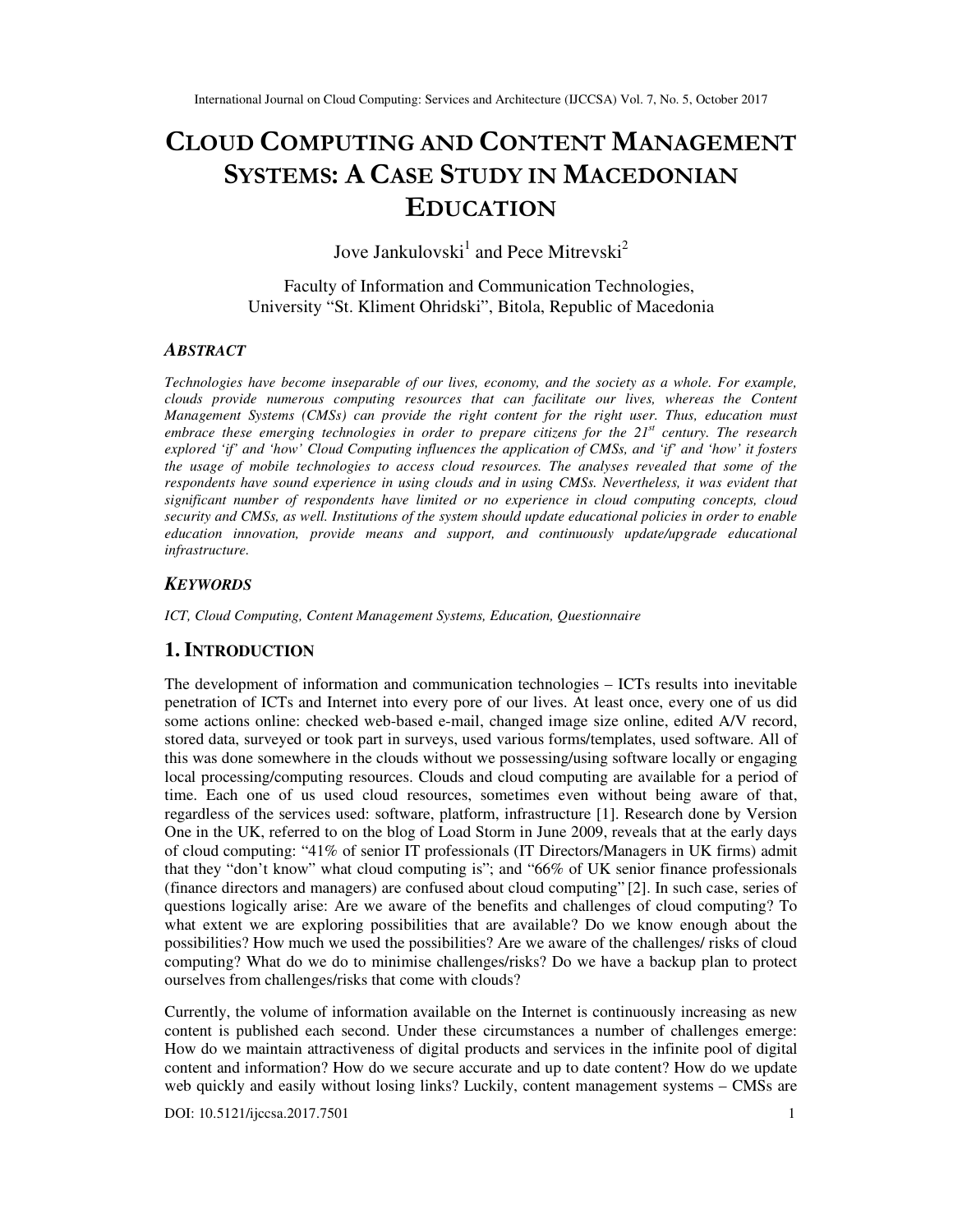# Cloud Computing and Content Management Systems: A Case Study in Macedonian Education

Jove Jankulovski[1] and Pece Mitrevski[2]

Faculty of Information and Communication Technologies, University "St. Kliment Ohridski", Bitola, Republic of Macedonia

## *Abstract*

*Technologies have become inseparable of our lives, economy, and the society as a whole. For example, clouds provide numerous computing resources that can facilitate our lives, whereas the Content Management Systems (CMSs) can provide the right content for the right user. Thus, education must embrace these emerging technologies in order to prepare citizens for the 21st century. The research explored 'if' and 'how' Cloud Computing influences the application of CMSs, and 'if' and 'how' it fosters the usage of mobile technologies to access cloud resources. The analyses revealed that some of the respondents have sound experience in using clouds and in using CMSs. Nevertheless, it was evident that significant number of respondents have limited or no experience in cloud computing concepts, cloud security and CMSs, as well. Institutions of the system should update educational policies in order to enable education innovation, provide means and support, and continuously update/upgrade educational infrastructure.*

## *Keywords*

*ICT, Cloud Computing, Content Management Systems, Education, Questionnaire*

## 1. Introduction

The development of information and communication technologies – ICTs results into inevitable penetration of ICTs and Internet into every pore of our lives. At least once, every one of us did some actions online: checked web-based e-mail, changed image size online, edited A/V record, stored data, surveyed or took part in surveys, used various forms/templates, used software. All of this was done somewhere in the clouds without we possessing/using software locally or engaging local processing/computing resources. Clouds and cloud computing are available for a period of time. Each one of us used cloud resources, sometimes even without being aware of that, regardless of the services used: software, platform, infrastructure [1]. Research done by Version One in the UK, referred to on the blog of Load Storm in June 2009, reveals that at the early days of cloud computing: "41% of senior IT professionals (IT Directors/Managers in UK firms) admit that they "don't know" what cloud computing is"; and "66% of UK senior finance professionals (finance directors and managers) are confused about cloud computing" [2]. In such case, series of questions logically arise: Are we aware of the benefits and challenges of cloud computing? To what extent we are exploring possibilities that are available? Do we know enough about the possibilities? How much we used the possibilities? Are we aware of the challenges/ risks of cloud computing? What do we do to minimise challenges/risks? Do we have a backup plan to protect ourselves from challenges/risks that come with clouds?

Currently, the volume of information available on the Internet is continuously increasing as new content is published each second. Under these circumstances a number of challenges emerge: How do we maintain attractiveness of digital products and services in the infinite pool of digital content and information? How do we secure accurate and up to date content? How do we update web quickly and easily without losing links? Luckily, content management systems – CMSs are

DOI: 10.5121/ijccsa.2017.7501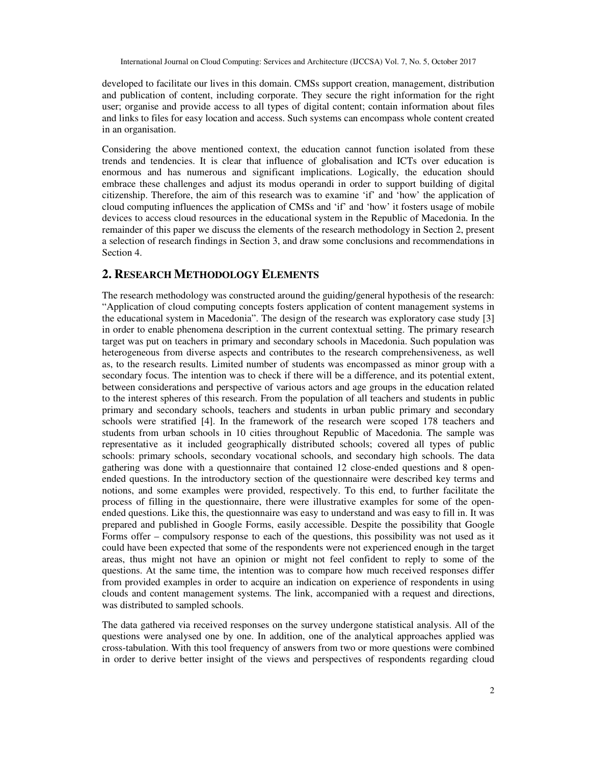developed to facilitate our lives in this domain. CMSs support creation, management, distribution and publication of content, including corporate. They secure the right information for the right user; organise and provide access to all types of digital content; contain information about files and links to files for easy location and access. Such systems can encompass whole content created in an organisation.

Considering the above mentioned context, the education cannot function isolated from these trends and tendencies. It is clear that influence of globalisation and ICTs over education is enormous and has numerous and significant implications. Logically, the education should embrace these challenges and adjust its modus operandi in order to support building of digital citizenship. Therefore, the aim of this research was to examine 'if' and 'how' the application of cloud computing influences the application of CMSs and 'if' and 'how' it fosters usage of mobile devices to access cloud resources in the educational system in the Republic of Macedonia. In the remainder of this paper we discuss the elements of the research methodology in Section 2, present a selection of research findings in Section 3, and draw some conclusions and recommendations in Section 4.

## 2. Research Methodology Elements

The research methodology was constructed around the guiding/general hypothesis of the research: "Application of cloud computing concepts fosters application of content management systems in the educational system in Macedonia". The design of the research was exploratory case study [3] in order to enable phenomena description in the current contextual setting. The primary research target was put on teachers in primary and secondary schools in Macedonia. Such population was heterogeneous from diverse aspects and contributes to the research comprehensiveness, as well as, to the research results. Limited number of students was encompassed as minor group with a secondary focus. The intention was to check if there will be a difference, and its potential extent, between considerations and perspective of various actors and age groups in the education related to the interest spheres of this research. From the population of all teachers and students in public primary and secondary schools, teachers and students in urban public primary and secondary schools were stratified [4]. In the framework of the research were scoped 178 teachers and students from urban schools in 10 cities throughout Republic of Macedonia. The sample was representative as it included geographically distributed schools; covered all types of public schools: primary schools, secondary vocational schools, and secondary high schools. The data gathering was done with a questionnaire that contained 12 close-ended questions and 8 open-ended questions. In the introductory section of the questionnaire were described key terms and notions, and some examples were provided, respectively. To this end, to further facilitate the process of filling in the questionnaire, there were illustrative examples for some of the open-ended questions. Like this, the questionnaire was easy to understand and was easy to fill in. It was prepared and published in Google Forms, easily accessible. Despite the possibility that Google Forms offer – compulsory response to each of the questions, this possibility was not used as it could have been expected that some of the respondents were not experienced enough in the target areas, thus might not have an opinion or might not feel confident to reply to some of the questions. At the same time, the intention was to compare how much received responses differ from provided examples in order to acquire an indication on experience of respondents in using clouds and content management systems. The link, accompanied with a request and directions, was distributed to sampled schools.

The data gathered via received responses on the survey undergone statistical analysis. All of the questions were analysed one by one. In addition, one of the analytical approaches applied was cross-tabulation. With this tool frequency of answers from two or more questions were combined in order to derive better insight of the views and perspectives of respondents regarding cloud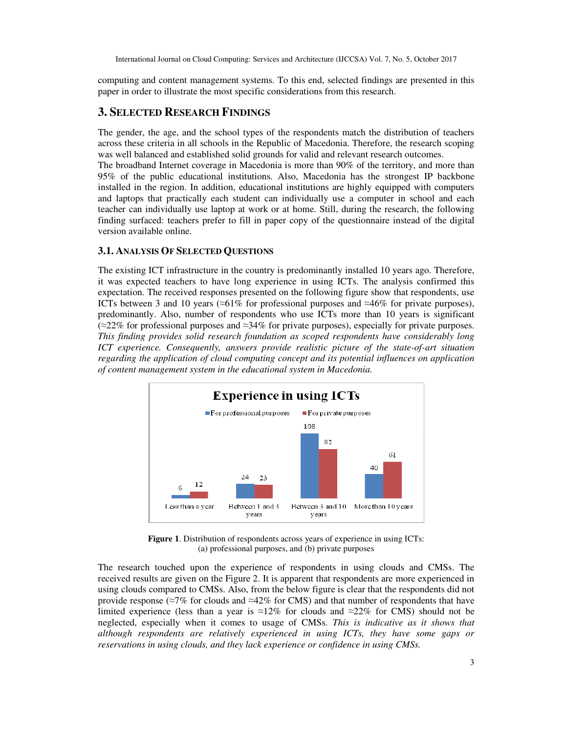computing and content management systems. To this end, selected findings are presented in this paper in order to illustrate the most specific considerations from this research.

## 3. SELECTED RESEARCH FINDINGS

The gender, the age, and the school types of the respondents match the distribution of teachers across these criteria in all schools in the Republic of Macedonia. Therefore, the research scoping was well balanced and established solid grounds for valid and relevant research outcomes.
The broadband Internet coverage in Macedonia is more than 90% of the territory, and more than 95% of the public educational institutions. Also, Macedonia has the strongest IP backbone installed in the region. In addition, educational institutions are highly equipped with computers and laptops that practically each student can individually use a computer in school and each teacher can individually use laptop at work or at home. Still, during the research, the following finding surfaced: teachers prefer to fill in paper copy of the questionnaire instead of the digital version available online.

### 3.1. ANALYSIS OF SELECTED QUESTIONS

The existing ICT infrastructure in the country is predominantly installed 10 years ago. Therefore, it was expected teachers to have long experience in using ICTs. The analysis confirmed this expectation. The received responses presented on the following figure show that respondents, use ICTs between 3 and 10 years (≈61% for professional purposes and ≈46% for private purposes), predominantly. Also, number of respondents who use ICTs more than 10 years is significant (≈22% for professional purposes and ≈34% for private purposes), especially for private purposes. *This finding provides solid research foundation as scoped respondents have considerably long ICT experience. Consequently, answers provide realistic picture of the state-of-art situation regarding the application of cloud computing concept and its potential influences on application of content management system in the educational system in Macedonia.*

**Experience in using ICTs**

| | For professional purposes | For private purposes |
|---|---|---|
| Less than a year | 6 | 12 |
| Between 1 and 3 years | 24 | 23 |
| Between 3 and 10 years | 108 | 82 |
| More than 10 years | 40 | 61 |

**Figure 1**. Distribution of respondents across years of experience in using ICTs: (a) professional purposes, and (b) private purposes

The research touched upon the experience of respondents in using clouds and CMSs. The received results are given on the Figure 2. It is apparent that respondents are more experienced in using clouds compared to CMSs. Also, from the below figure is clear that the respondents did not provide response (≈7% for clouds and ≈42% for CMS) and that number of respondents that have limited experience (less than a year is ≈12% for clouds and ≈22% for CMS) should not be neglected, especially when it comes to usage of CMSs. *This is indicative as it shows that although respondents are relatively experienced in using ICTs, they have some gaps or reservations in using clouds, and they lack experience or confidence in using CMSs.*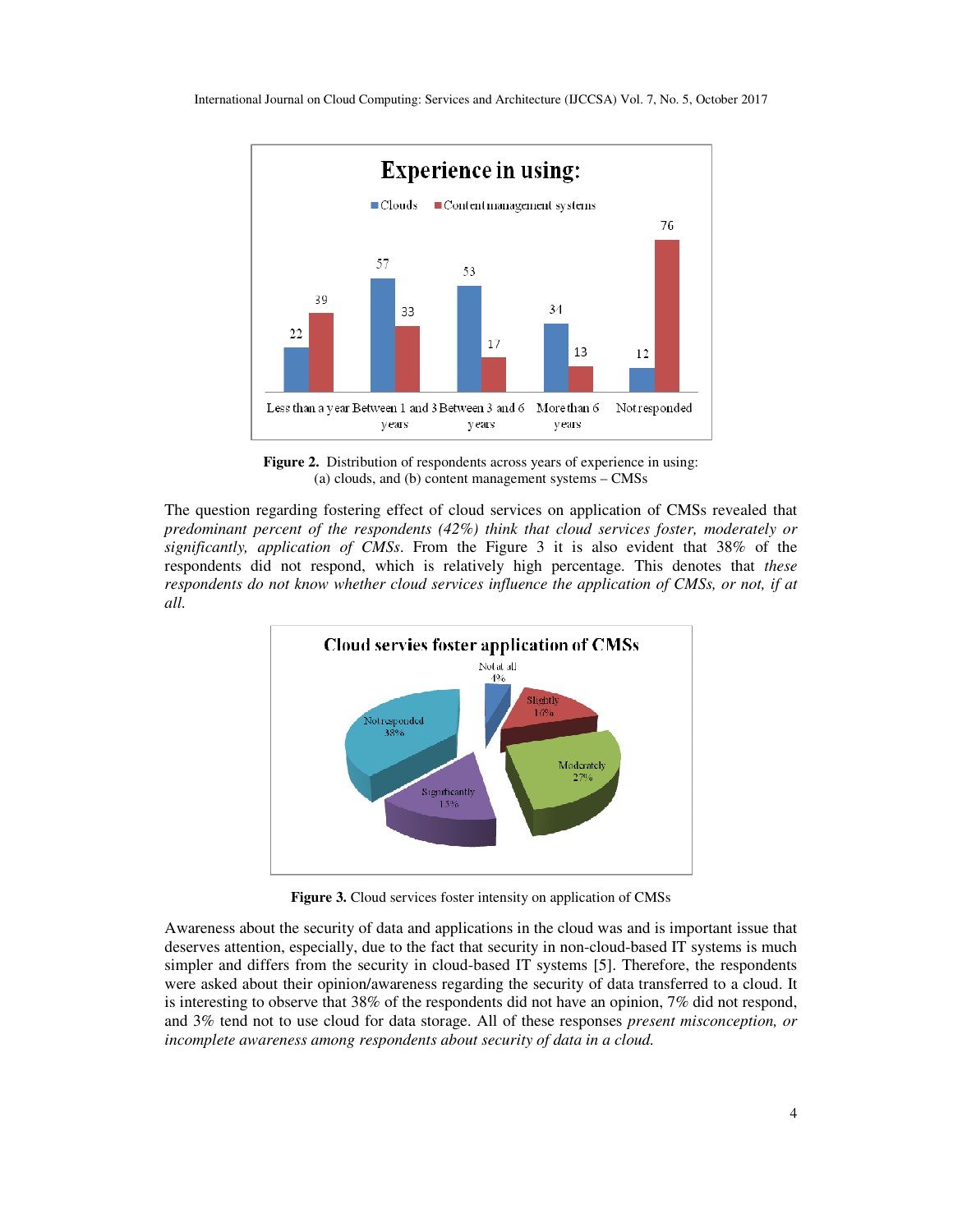**Figure 2.** Distribution of respondents across years of experience in using: (a) clouds, and (b) content management systems – CMSs

The question regarding fostering effect of cloud services on application of CMSs revealed that *predominant percent of the respondents (42%) think that cloud services foster, moderately or significantly, application of CMSs*. From the Figure 3 it is also evident that 38% of the respondents did not respond, which is relatively high percentage. This denotes that *these respondents do not know whether cloud services influence the application of CMSs, or not, if at all.*

**Figure 3.** Cloud services foster intensity on application of CMSs

Awareness about the security of data and applications in the cloud was and is important issue that deserves attention, especially, due to the fact that security in non-cloud-based IT systems is much simpler and differs from the security in cloud-based IT systems [5]. Therefore, the respondents were asked about their opinion/awareness regarding the security of data transferred to a cloud. It is interesting to observe that 38% of the respondents did not have an opinion, 7% did not respond, and 3% tend not to use cloud for data storage. All of these responses *present misconception, or incomplete awareness among respondents about security of data in a cloud.*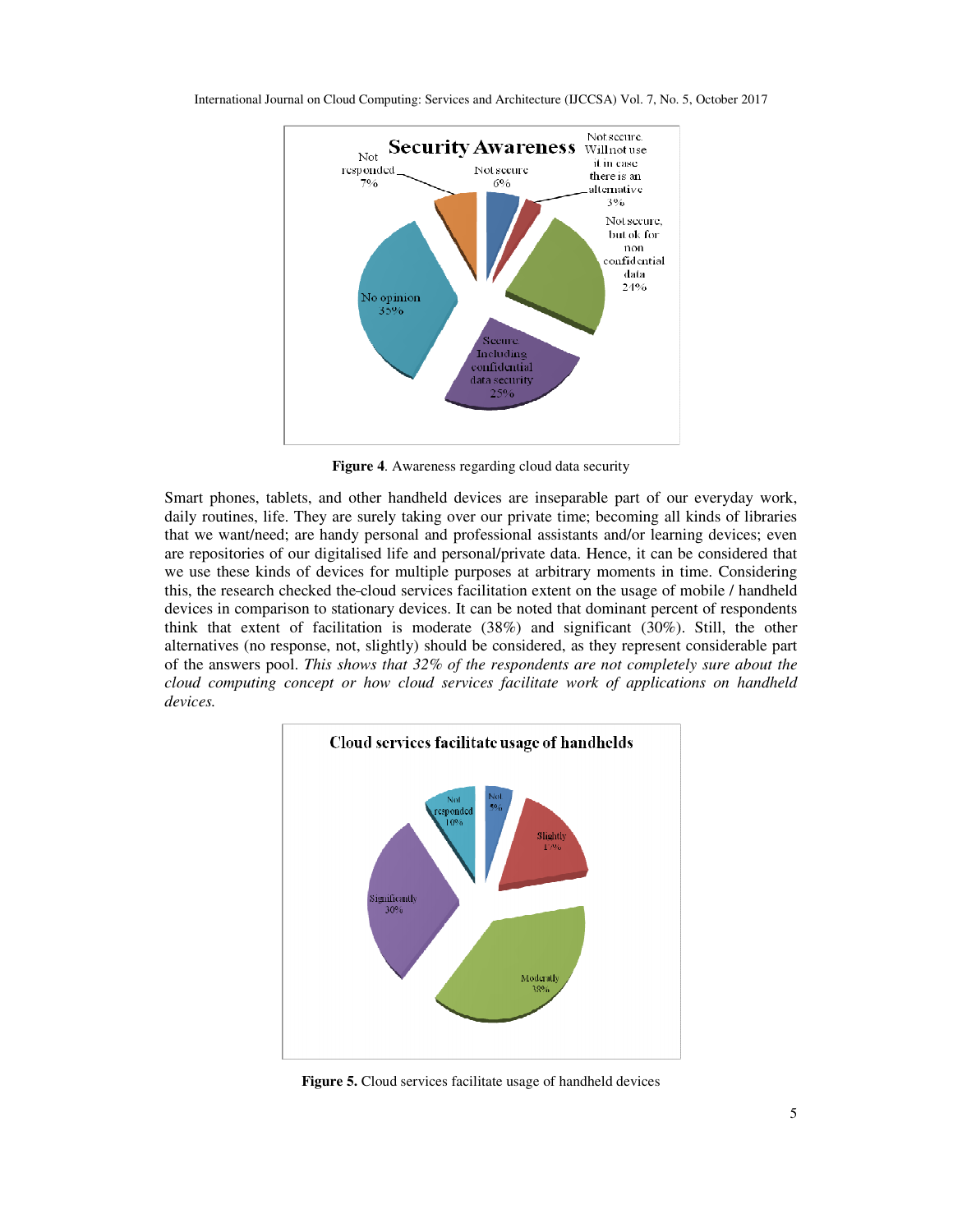Figure 4. Awareness regarding cloud data security

Smart phones, tablets, and other handheld devices are inseparable part of our everyday work, daily routines, life. They are surely taking over our private time; becoming all kinds of libraries that we want/need; are handy personal and professional assistants and/or learning devices; even are repositories of our digitalised life and personal/private data. Hence, it can be considered that we use these kinds of devices for multiple purposes at arbitrary moments in time. Considering this, the research checked the cloud services facilitation extent on the usage of mobile / handheld devices in comparison to stationary devices. It can be noted that dominant percent of respondents think that extent of facilitation is moderate (38%) and significant (30%). Still, the other alternatives (no response, not, slightly) should be considered, as they represent considerable part of the answers pool. *This shows that 32% of the respondents are not completely sure about the cloud computing concept or how cloud services facilitate work of applications on handheld devices.*

**Figure 5.** Cloud services facilitate usage of handheld devices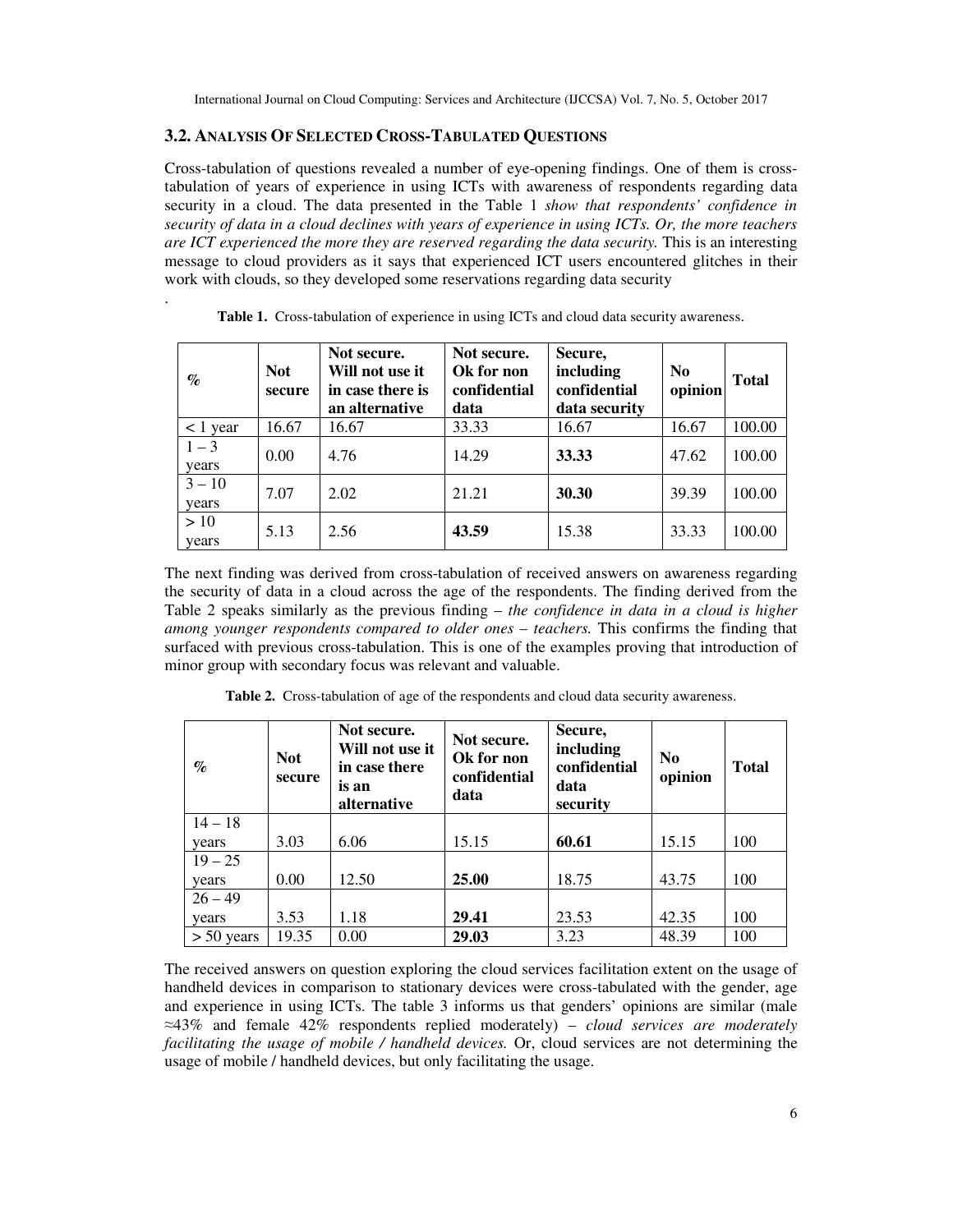### 3.2. Analysis Of Selected Cross-Tabulated Questions

Cross-tabulation of questions revealed a number of eye-opening findings. One of them is cross-tabulation of years of experience in using ICTs with awareness of respondents regarding data security in a cloud. The data presented in the Table 1 *show that respondents' confidence in security of data in a cloud declines with years of experience in using ICTs. Or, the more teachers are ICT experienced the more they are reserved regarding the data security.* This is an interesting message to cloud providers as it says that experienced ICT users encountered glitches in their work with clouds, so they developed some reservations regarding data security

.

**Table 1.** Cross-tabulation of experience in using ICTs and cloud data security awareness.

| % | Not secure | Not secure. Will not use it in case there is an alternative | Not secure. Ok for non confidential data | Secure, including confidential data security | No opinion | Total |
|---|---|---|---|---|---|---|
| < 1 year | 16.67 | 16.67 | 33.33 | 16.67 | 16.67 | 100.00 |
| 1 – 3 years | 0.00 | 4.76 | 14.29 | **33.33** | 47.62 | 100.00 |
| 3 – 10 years | 7.07 | 2.02 | 21.21 | **30.30** | 39.39 | 100.00 |
| > 10 years | 5.13 | 2.56 | **43.59** | 15.38 | 33.33 | 100.00 |

The next finding was derived from cross-tabulation of received answers on awareness regarding the security of data in a cloud across the age of the respondents. The finding derived from the Table 2 speaks similarly as the previous finding – *the confidence in data in a cloud is higher among younger respondents compared to older ones – teachers.* This confirms the finding that surfaced with previous cross-tabulation. This is one of the examples proving that introduction of minor group with secondary focus was relevant and valuable.

**Table 2.** Cross-tabulation of age of the respondents and cloud data security awareness.

| % | Not secure | Not secure. Will not use it in case there is an alternative | Not secure. Ok for non confidential data | Secure, including confidential data security | No opinion | Total |
|---|---|---|---|---|---|---|
| 14 – 18 years | 3.03 | 6.06 | 15.15 | **60.61** | 15.15 | 100 |
| 19 – 25 years | 0.00 | 12.50 | **25.00** | 18.75 | 43.75 | 100 |
| 26 – 49 years | 3.53 | 1.18 | **29.41** | 23.53 | 42.35 | 100 |
| > 50 years | 19.35 | 0.00 | **29.03** | 3.23 | 48.39 | 100 |

The received answers on question exploring the cloud services facilitation extent on the usage of handheld devices in comparison to stationary devices were cross-tabulated with the gender, age and experience in using ICTs. The table 3 informs us that genders' opinions are similar (male ≈43% and female 42% respondents replied moderately) – *cloud services are moderately facilitating the usage of mobile / handheld devices.* Or, cloud services are not determining the usage of mobile / handheld devices, but only facilitating the usage.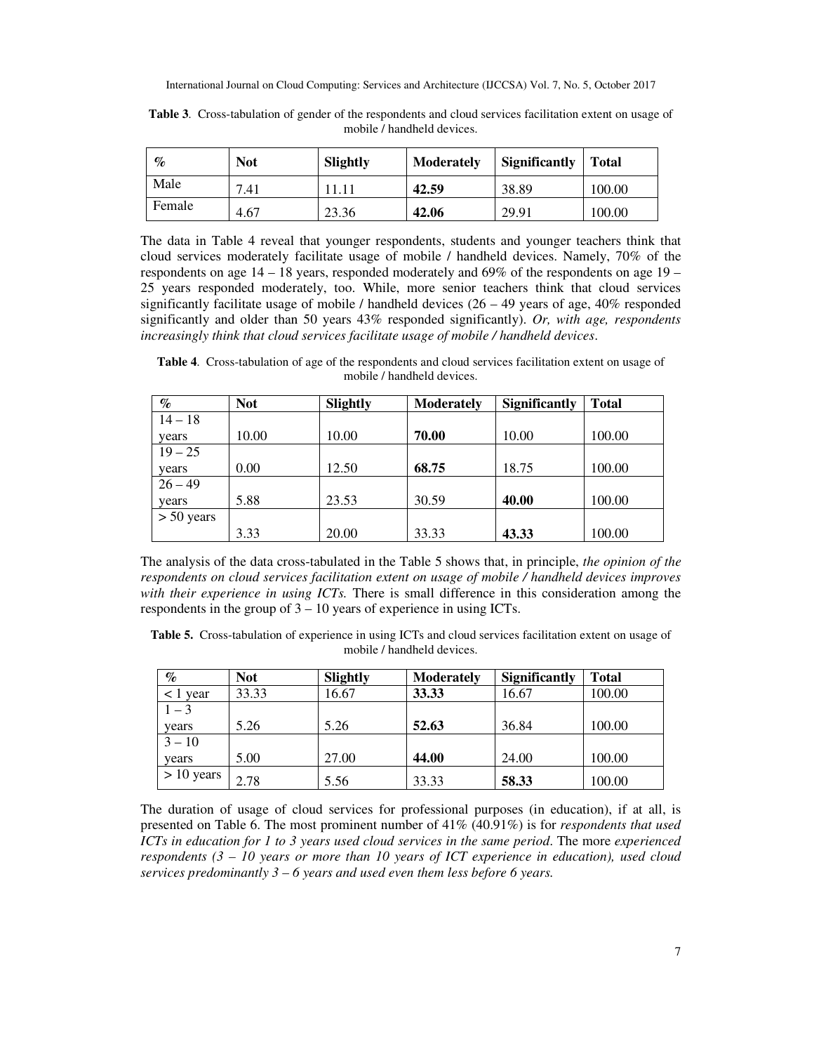**Table 3**. Cross-tabulation of gender of the respondents and cloud services facilitation extent on usage of mobile / handheld devices.

| % | Not | Slightly | Moderately | Significantly | Total |
|---|---|---|---|---|---|
| Male | 7.41 | 11.11 | **42.59** | 38.89 | 100.00 |
| Female | 4.67 | 23.36 | **42.06** | 29.91 | 100.00 |

The data in Table 4 reveal that younger respondents, students and younger teachers think that cloud services moderately facilitate usage of mobile / handheld devices. Namely, 70% of the respondents on age 14 – 18 years, responded moderately and 69% of the respondents on age 19 – 25 years responded moderately, too. While, more senior teachers think that cloud services significantly facilitate usage of mobile / handheld devices (26 – 49 years of age, 40% responded significantly and older than 50 years 43% responded significantly). *Or, with age, respondents increasingly think that cloud services facilitate usage of mobile / handheld devices*.

**Table 4**. Cross-tabulation of age of the respondents and cloud services facilitation extent on usage of mobile / handheld devices.

| % | Not | Slightly | Moderately | Significantly | Total |
|---|---|---|---|---|---|
| 14 – 18 years | 10.00 | 10.00 | **70.00** | 10.00 | 100.00 |
| 19 – 25 years | 0.00 | 12.50 | **68.75** | 18.75 | 100.00 |
| 26 – 49 years | 5.88 | 23.53 | 30.59 | **40.00** | 100.00 |
| > 50 years | 3.33 | 20.00 | 33.33 | **43.33** | 100.00 |

The analysis of the data cross-tabulated in the Table 5 shows that, in principle, *the opinion of the respondents on cloud services facilitation extent on usage of mobile / handheld devices improves with their experience in using ICTs.* There is small difference in this consideration among the respondents in the group of 3 – 10 years of experience in using ICTs.

**Table 5.** Cross-tabulation of experience in using ICTs and cloud services facilitation extent on usage of mobile / handheld devices.

| % | Not | Slightly | Moderately | Significantly | Total |
|---|---|---|---|---|---|
| < 1 year | 33.33 | 16.67 | **33.33** | 16.67 | 100.00 |
| 1 – 3 years | 5.26 | 5.26 | **52.63** | 36.84 | 100.00 |
| 3 – 10 years | 5.00 | 27.00 | **44.00** | 24.00 | 100.00 |
| > 10 years | 2.78 | 5.56 | 33.33 | **58.33** | 100.00 |

The duration of usage of cloud services for professional purposes (in education), if at all, is presented on Table 6. The most prominent number of 41% (40.91%) is for *respondents that used ICTs in education for 1 to 3 years used cloud services in the same period*. The more *experienced respondents (3 – 10 years or more than 10 years of ICT experience in education), used cloud services predominantly 3 – 6 years and used even them less before 6 years.*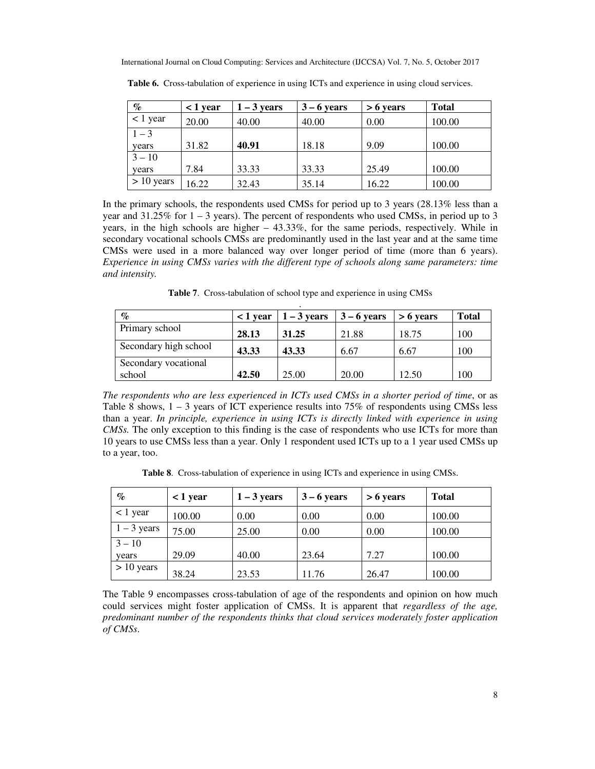**Table 6.** Cross-tabulation of experience in using ICTs and experience in using cloud services.

| % | < 1 year | 1 – 3 years | 3 – 6 years | > 6 years | Total |
|---|---|---|---|---|---|
| < 1 year | 20.00 | 40.00 | 40.00 | 0.00 | 100.00 |
| 1 – 3 years | 31.82 | **40.91** | 18.18 | 9.09 | 100.00 |
| 3 – 10 years | 7.84 | 33.33 | 33.33 | 25.49 | 100.00 |
| > 10 years | 16.22 | 32.43 | 35.14 | 16.22 | 100.00 |

In the primary schools, the respondents used CMSs for period up to 3 years (28.13% less than a year and 31.25% for 1 – 3 years). The percent of respondents who used CMSs, in period up to 3 years, in the high schools are higher – 43.33%, for the same periods, respectively. While in secondary vocational schools CMSs are predominantly used in the last year and at the same time CMSs were used in a more balanced way over longer period of time (more than 6 years). *Experience in using CMSs varies with the different type of schools along same parameters: time and intensity.*

**Table 7**. Cross-tabulation of school type and experience in using CMSs

| % | < 1 year | 1 – 3 years | 3 – 6 years | > 6 years | Total |
|---|---|---|---|---|---|
| Primary school | **28.13** | **31.25** | 21.88 | 18.75 | 100 |
| Secondary high school | **43.33** | **43.33** | 6.67 | 6.67 | 100 |
| Secondary vocational school | **42.50** | 25.00 | 20.00 | 12.50 | 100 |

*The respondents who are less experienced in ICTs used CMSs in a shorter period of time*, or as Table 8 shows, 1 – 3 years of ICT experience results into 75% of respondents using CMSs less than a year. *In principle, experience in using ICTs is directly linked with experience in using CMSs.* The only exception to this finding is the case of respondents who use ICTs for more than 10 years to use CMSs less than a year. Only 1 respondent used ICTs up to a 1 year used CMSs up to a year, too.

**Table 8**. Cross-tabulation of experience in using ICTs and experience in using CMSs.

| % | < 1 year | 1 – 3 years | 3 – 6 years | > 6 years | Total |
|---|---|---|---|---|---|
| < 1 year | 100.00 | 0.00 | 0.00 | 0.00 | 100.00 |
| 1 – 3 years | 75.00 | 25.00 | 0.00 | 0.00 | 100.00 |
| 3 – 10 years | 29.09 | 40.00 | 23.64 | 7.27 | 100.00 |
| > 10 years | 38.24 | 23.53 | 11.76 | 26.47 | 100.00 |

The Table 9 encompasses cross-tabulation of age of the respondents and opinion on how much could services might foster application of CMSs. It is apparent that *regardless of the age, predominant number of the respondents thinks that cloud services moderately foster application of CMSs*.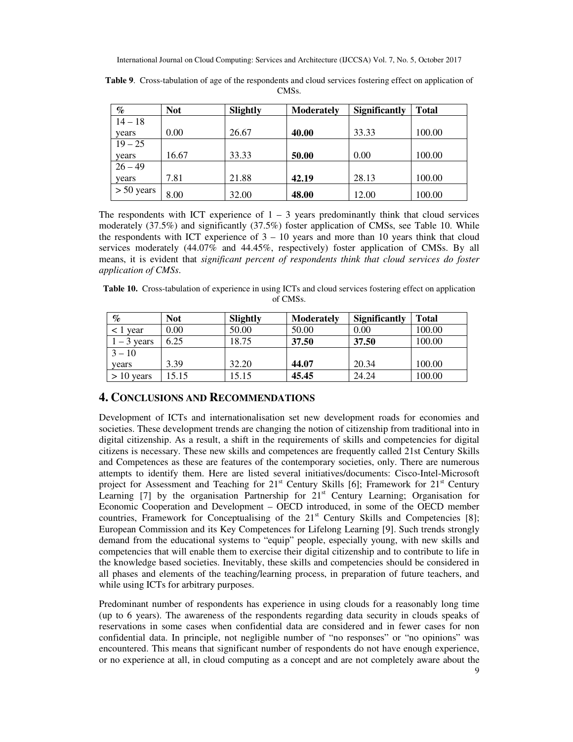**Table 9**. Cross-tabulation of age of the respondents and cloud services fostering effect on application of CMSs.

| % | Not | Slightly | Moderately | Significantly | Total |
|---|---|---|---|---|---|
| 14 – 18 years | 0.00 | 26.67 | **40.00** | 33.33 | 100.00 |
| 19 – 25 years | 16.67 | 33.33 | **50.00** | 0.00 | 100.00 |
| 26 – 49 years | 7.81 | 21.88 | **42.19** | 28.13 | 100.00 |
| > 50 years | 8.00 | 32.00 | **48.00** | 12.00 | 100.00 |

The respondents with ICT experience of 1 – 3 years predominantly think that cloud services moderately (37.5%) and significantly (37.5%) foster application of CMSs, see Table 10. While the respondents with ICT experience of 3 – 10 years and more than 10 years think that cloud services moderately (44.07% and 44.45%, respectively) foster application of CMSs. By all means, it is evident that *significant percent of respondents think that cloud services do foster application of CMSs*.

**Table 10.** Cross-tabulation of experience in using ICTs and cloud services fostering effect on application of CMSs.

| % | Not | Slightly | Moderately | Significantly | Total |
|---|---|---|---|---|---|
| < 1 year | 0.00 | 50.00 | 50.00 | 0.00 | 100.00 |
| 1 – 3 years | 6.25 | 18.75 | **37.50** | **37.50** | 100.00 |
| 3 – 10 years | 3.39 | 32.20 | **44.07** | 20.34 | 100.00 |
| > 10 years | 15.15 | 15.15 | **45.45** | 24.24 | 100.00 |

## 4. Conclusions and Recommendations

Development of ICTs and internationalisation set new development roads for economies and societies. These development trends are changing the notion of citizenship from traditional into in digital citizenship. As a result, a shift in the requirements of skills and competencies for digital citizens is necessary. These new skills and competences are frequently called 21st Century Skills and Competences as these are features of the contemporary societies, only. There are numerous attempts to identify them. Here are listed several initiatives/documents: Cisco-Intel-Microsoft project for Assessment and Teaching for 21st Century Skills [6]; Framework for 21st Century Learning [7] by the organisation Partnership for 21st Century Learning; Organisation for Economic Cooperation and Development – OECD introduced, in some of the OECD member countries, Framework for Conceptualising of the 21st Century Skills and Competencies [8]; European Commission and its Key Competences for Lifelong Learning [9]. Such trends strongly demand from the educational systems to "equip" people, especially young, with new skills and competencies that will enable them to exercise their digital citizenship and to contribute to life in the knowledge based societies. Inevitably, these skills and competencies should be considered in all phases and elements of the teaching/learning process, in preparation of future teachers, and while using ICTs for arbitrary purposes.

Predominant number of respondents has experience in using clouds for a reasonably long time (up to 6 years). The awareness of the respondents regarding data security in clouds speaks of reservations in some cases when confidential data are considered and in fewer cases for non confidential data. In principle, not negligible number of "no responses" or "no opinions" was encountered. This means that significant number of respondents do not have enough experience, or no experience at all, in cloud computing as a concept and are not completely aware about the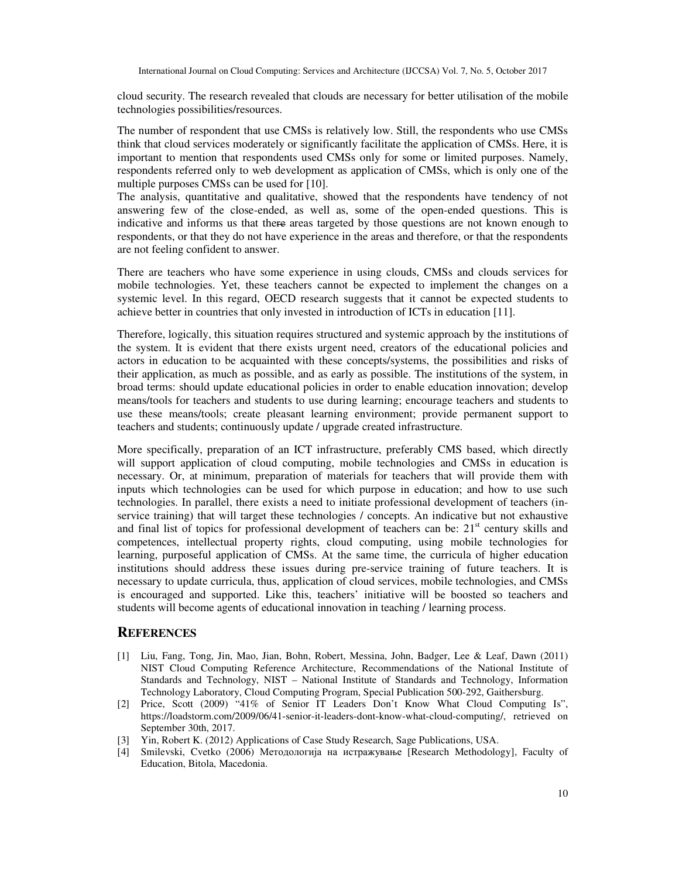cloud security. The research revealed that clouds are necessary for better utilisation of the mobile technologies possibilities/resources.

The number of respondent that use CMSs is relatively low. Still, the respondents who use CMSs think that cloud services moderately or significantly facilitate the application of CMSs. Here, it is important to mention that respondents used CMSs only for some or limited purposes. Namely, respondents referred only to web development as application of CMSs, which is only one of the multiple purposes CMSs can be used for [10].

The analysis, quantitative and qualitative, showed that the respondents have tendency of not answering few of the close-ended, as well as, some of the open-ended questions. This is indicative and informs us that there areas targeted by those questions are not known enough to respondents, or that they do not have experience in the areas and therefore, or that the respondents are not feeling confident to answer.

There are teachers who have some experience in using clouds, CMSs and clouds services for mobile technologies. Yet, these teachers cannot be expected to implement the changes on a systemic level. In this regard, OECD research suggests that it cannot be expected students to achieve better in countries that only invested in introduction of ICTs in education [11].

Therefore, logically, this situation requires structured and systemic approach by the institutions of the system. It is evident that there exists urgent need, creators of the educational policies and actors in education to be acquainted with these concepts/systems, the possibilities and risks of their application, as much as possible, and as early as possible. The institutions of the system, in broad terms: should update educational policies in order to enable education innovation; develop means/tools for teachers and students to use during learning; encourage teachers and students to use these means/tools; create pleasant learning environment; provide permanent support to teachers and students; continuously update / upgrade created infrastructure.

More specifically, preparation of an ICT infrastructure, preferably CMS based, which directly will support application of cloud computing, mobile technologies and CMSs in education is necessary. Or, at minimum, preparation of materials for teachers that will provide them with inputs which technologies can be used for which purpose in education; and how to use such technologies. In parallel, there exists a need to initiate professional development of teachers (in-service training) that will target these technologies / concepts. An indicative but not exhaustive and final list of topics for professional development of teachers can be: 21st century skills and competences, intellectual property rights, cloud computing, using mobile technologies for learning, purposeful application of CMSs. At the same time, the curricula of higher education institutions should address these issues during pre-service training of future teachers. It is necessary to update curricula, thus, application of cloud services, mobile technologies, and CMSs is encouraged and supported. Like this, teachers' initiative will be boosted so teachers and students will become agents of educational innovation in teaching / learning process.

## REFERENCES

[1] Liu, Fang, Tong, Jin, Mao, Jian, Bohn, Robert, Messina, John, Badger, Lee & Leaf, Dawn (2011) NIST Cloud Computing Reference Architecture, Recommendations of the National Institute of Standards and Technology, NIST – National Institute of Standards and Technology, Information Technology Laboratory, Cloud Computing Program, Special Publication 500-292, Gaithersburg.

[2] Price, Scott (2009) "41% of Senior IT Leaders Don't Know What Cloud Computing Is", https://loadstorm.com/2009/06/41-senior-it-leaders-dont-know-what-cloud-computing/, retrieved on September 30th, 2017.

[3] Yin, Robert K. (2012) Applications of Case Study Research, Sage Publications, USA.

[4] Smilevski, Cvetko (2006) Методологија на истражување [Research Methodology], Faculty of Education, Bitola, Macedonia.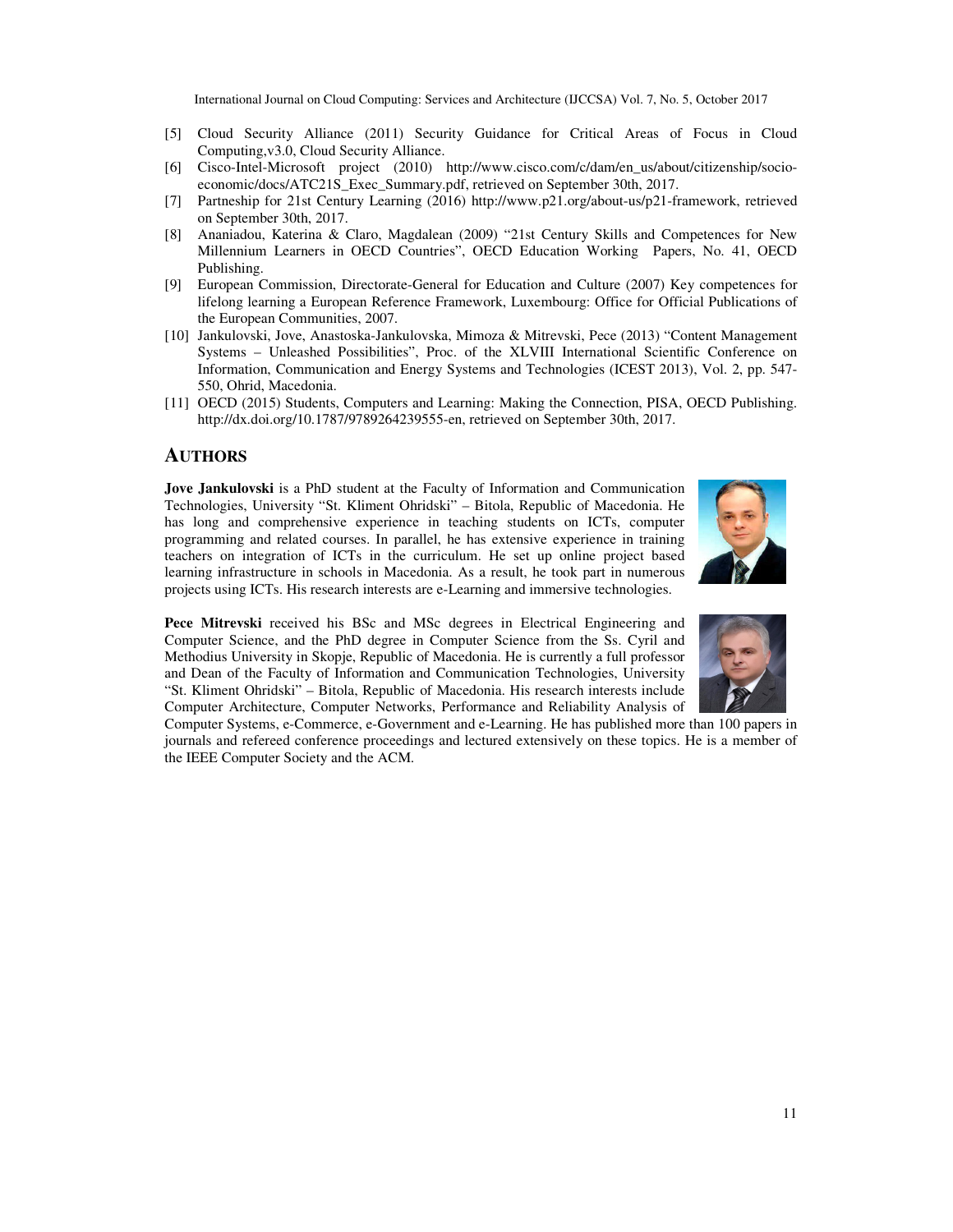[5] Cloud Security Alliance (2011) Security Guidance for Critical Areas of Focus in Cloud Computing,v3.0, Cloud Security Alliance.

[6] Cisco-Intel-Microsoft project (2010) http://www.cisco.com/c/dam/en_us/about/citizenship/socio-economic/docs/ATC21S_Exec_Summary.pdf, retrieved on September 30th, 2017.

[7] Partneship for 21st Century Learning (2016) http://www.p21.org/about-us/p21-framework, retrieved on September 30th, 2017.

[8] Ananiadou, Katerina & Claro, Magdalean (2009) "21st Century Skills and Competences for New Millennium Learners in OECD Countries", OECD Education Working Papers, No. 41, OECD Publishing.

[9] European Commission, Directorate-General for Education and Culture (2007) Key competences for lifelong learning a European Reference Framework, Luxembourg: Office for Official Publications of the European Communities, 2007.

[10] Jankulovski, Jove, Anastoska-Jankulovska, Mimoza & Mitrevski, Pece (2013) "Content Management Systems – Unleashed Possibilities", Proc. of the XLVIII International Scientific Conference on Information, Communication and Energy Systems and Technologies (ICEST 2013), Vol. 2, pp. 547-550, Ohrid, Macedonia.

[11] OECD (2015) Students, Computers and Learning: Making the Connection, PISA, OECD Publishing. http://dx.doi.org/10.1787/9789264239555-en, retrieved on September 30th, 2017.

## AUTHORS

**Jove Jankulovski** is a PhD student at the Faculty of Information and Communication Technologies, University "St. Kliment Ohridski" – Bitola, Republic of Macedonia. He has long and comprehensive experience in teaching students on ICTs, computer programming and related courses. In parallel, he has extensive experience in training teachers on integration of ICTs in the curriculum. He set up online project based learning infrastructure in schools in Macedonia. As a result, he took part in numerous projects using ICTs. His research interests are e-Learning and immersive technologies.

**Pece Mitrevski** received his BSc and MSc degrees in Electrical Engineering and Computer Science, and the PhD degree in Computer Science from the Ss. Cyril and Methodius University in Skopje, Republic of Macedonia. He is currently a full professor and Dean of the Faculty of Information and Communication Technologies, University "St. Kliment Ohridski" – Bitola, Republic of Macedonia. His research interests include Computer Architecture, Computer Networks, Performance and Reliability Analysis of Computer Systems, e-Commerce, e-Government and e-Learning. He has published more than 100 papers in journals and refereed conference proceedings and lectured extensively on these topics. He is a member of the IEEE Computer Society and the ACM.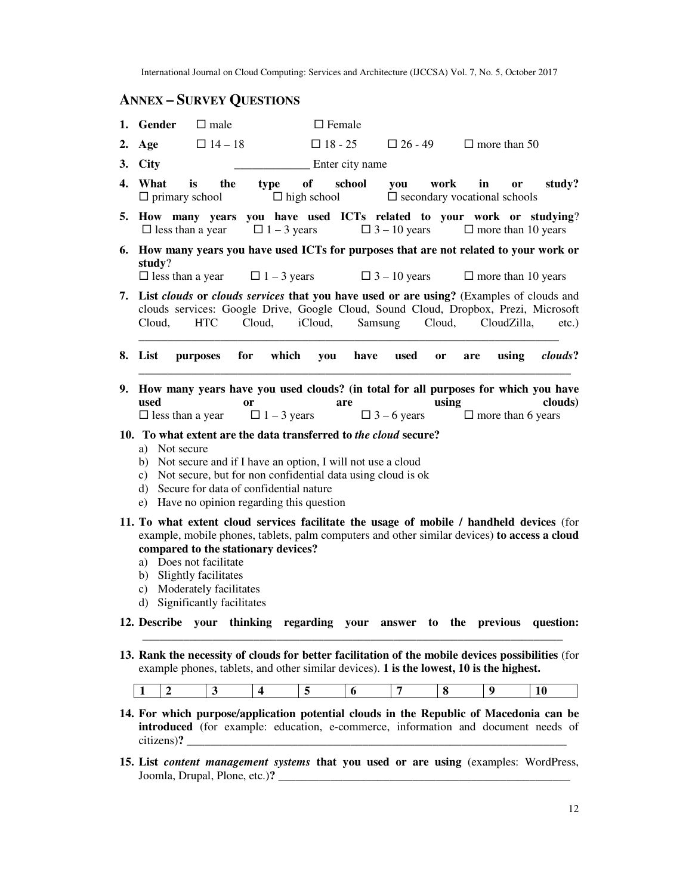## ANNEX – SURVEY QUESTIONS

1. **Gender** ☐ male ☐ Female
2. **Age** ☐ 14 – 18 ☐ 18 - 25 ☐ 26 - 49 ☐ more than 50
3. **City** _____________ Enter city name
4. **What is the type of school you work in or study?**
   ☐ primary school ☐ high school ☐ secondary vocational schools
5. **How many years you have used ICTs related to your work or studying**?
   ☐ less than a year ☐ 1 – 3 years ☐ 3 – 10 years ☐ more than 10 years
6. **How many years you have used ICTs for purposes that are not related to your work or study**?
   ☐ less than a year ☐ 1 – 3 years ☐ 3 – 10 years ☐ more than 10 years
7. **List *clouds* or *clouds services* that you have used or are using?** (Examples of clouds and clouds services: Google Drive, Google Cloud, Sound Cloud, Dropbox, Prezi, Microsoft Cloud, HTC Cloud, iCloud, Samsung Cloud, CloudZilla, etc.)
   _______________________________________________________________________
8. **List purposes for which you have used or are using *clouds*?**
   _______________________________________________________________________
9. **How many years have you used clouds? (in total for all purposes for which you have used or are using clouds)**
   ☐ less than a year ☐ 1 – 3 years ☐ 3 – 6 years ☐ more than 6 years
10. **To what extent are the data transferred to *the cloud* secure?**
    a) Not secure
    b) Not secure and if I have an option, I will not use a cloud
    c) Not secure, but for non confidential data using cloud is ok
    d) Secure for data of confidential nature
    e) Have no opinion regarding this question
11. **To what extent cloud services facilitate the usage of mobile / handheld devices** (for example, mobile phones, tablets, palm computers and other similar devices) **to access a cloud compared to the stationary devices?**
    a) Does not facilitate
    b) Slightly facilitates
    c) Moderately facilitates
    d) Significantly facilitates
12. **Describe your thinking regarding your answer to the previous question:**
    _______________________________________________________________________
13. **Rank the necessity of clouds for better facilitation of the mobile devices possibilities** (for example phones, tablets, and other similar devices). **1 is the lowest, 10 is the highest.**

| 1 | 2 | 3 | 4 | 5 | 6 | 7 | 8 | 9 | 10 |
|---|---|---|---|---|---|---|---|---|---|

14. **For which purpose/application potential clouds in the Republic of Macedonia can be introduced** (for example: education, e-commerce, information and document needs of citizens)**?** _______________________________________________________________________
15. **List *content management systems* that you used or are using** (examples: WordPress, Joomla, Drupal, Plone, etc.)**?** ____________________________________________________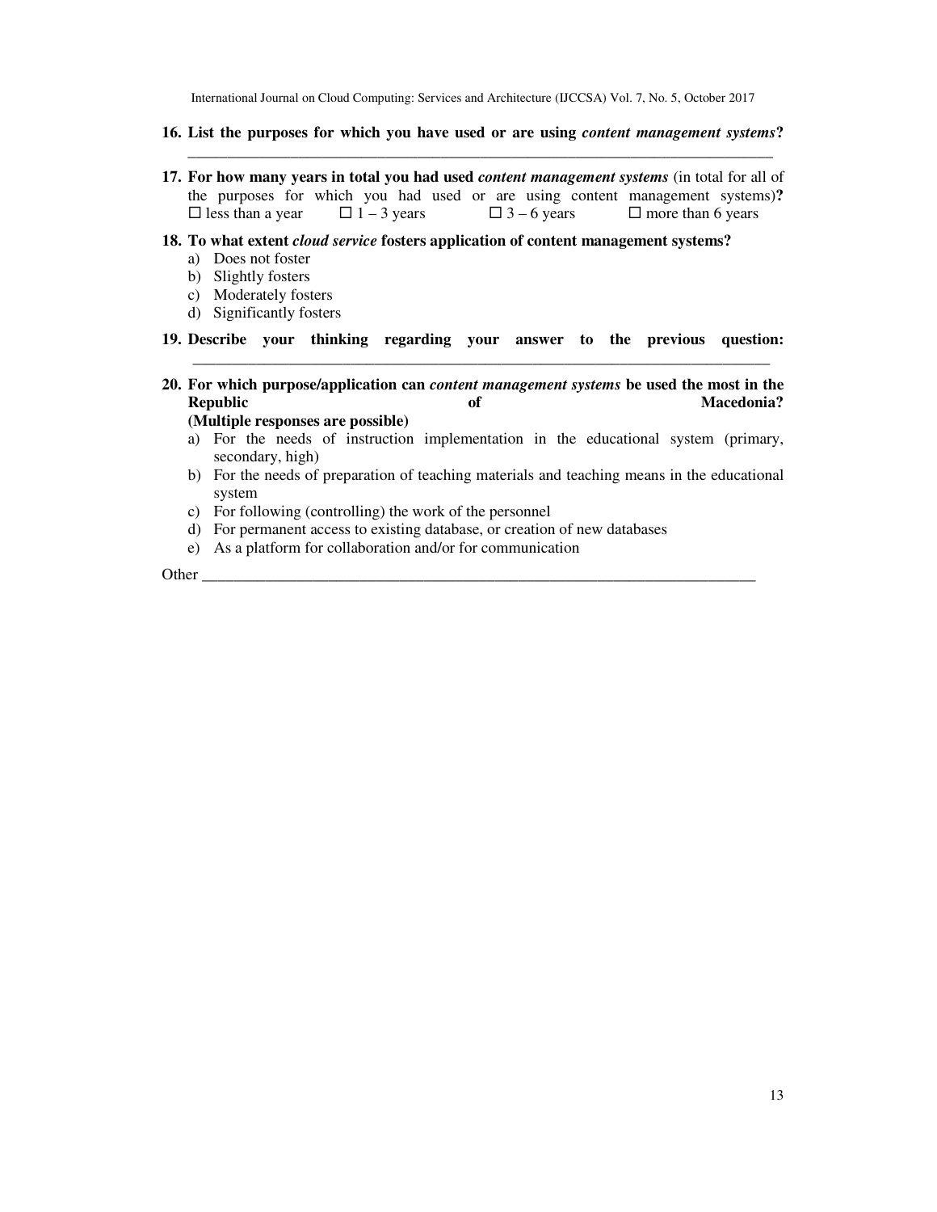16. **List the purposes for which you have used or are using *content management systems*?**
    ______________________________________________________________________________

17. **For how many years in total you had used *content management systems*** (in total for all of the purposes for which you had used or are using content management systems)**?**
    ☐ less than a year  ☐ 1 – 3 years  ☐ 3 – 6 years  ☐ more than 6 years

18. **To what extent *cloud service* fosters application of content management systems?**
    a) Does not foster
    b) Slightly fosters
    c) Moderately fosters
    d) Significantly fosters

19. **Describe your thinking regarding your answer to the previous question:**
    ______________________________________________________________________________

20. **For which purpose/application can *content management systems* be used the most in the Republic of Macedonia? (Multiple responses are possible)**
    a) For the needs of instruction implementation in the educational system (primary, secondary, high)
    b) For the needs of preparation of teaching materials and teaching means in the educational system
    c) For following (controlling) the work of the personnel
    d) For permanent access to existing database, or creation of new databases
    e) As a platform for collaboration and/or for communication

Other ______________________________________________________________________________